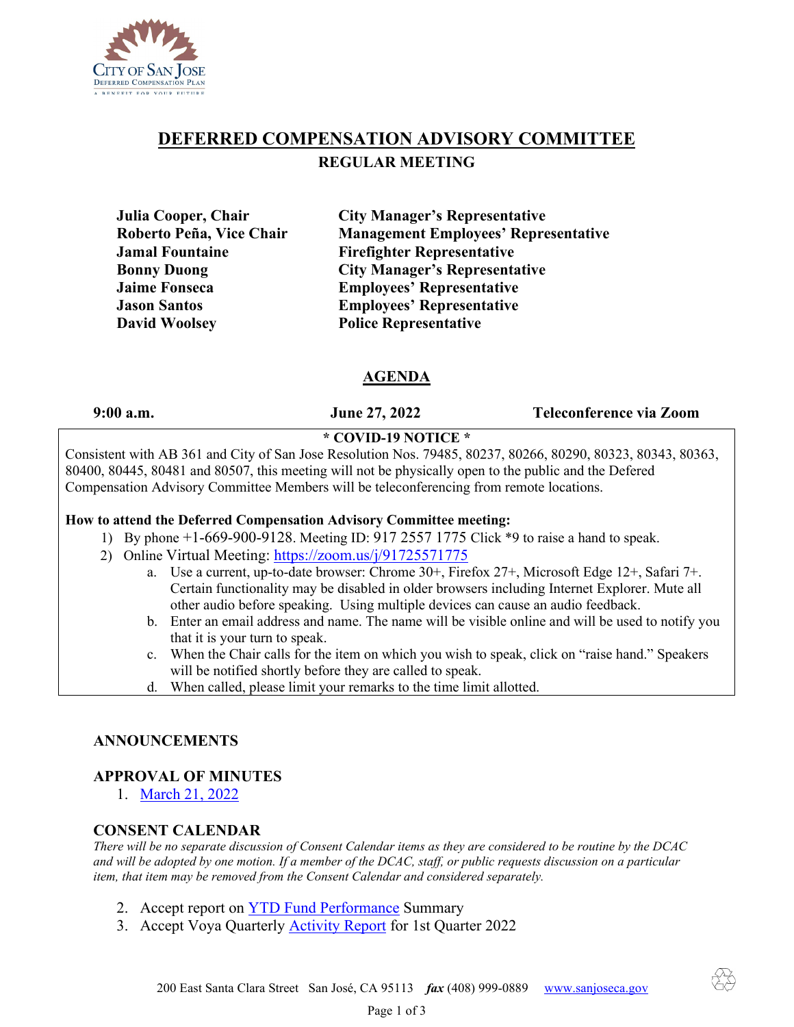# DEFERRED COMPENSATION ADVISORY COMMITTEE

## REGULAR MEETING

| | |
|---|---|
| **Julia Cooper, Chair** | **City Manager's Representative** |
| **Roberto Peña, Vice Chair** | **Management Employees' Representative** |
| **Jamal Fountaine** | **Firefighter Representative** |
| **Bonny Duong** | **City Manager's Representative** |
| **Jaime Fonseca** | **Employees' Representative** |
| **Jason Santos** | **Employees' Representative** |
| **David Woolsey** | **Police Representative** |

## AGENDA

**9:00 a.m.** **June 27, 2022** **Teleconference via Zoom**

**\* COVID-19 NOTICE \***

Consistent with AB 361 and City of San Jose Resolution Nos. 79485, 80237, 80266, 80290, 80323, 80343, 80363, 80400, 80445, 80481 and 80507, this meeting will not be physically open to the public and the Defered Compensation Advisory Committee Members will be teleconferencing from remote locations.

**How to attend the Deferred Compensation Advisory Committee meeting:**

1) By phone +1-669-900-9128. Meeting ID: 917 2557 1775 Click *9 to raise a hand to speak.
2) Online Virtual Meeting: https://zoom.us/j/91725571775
   a. Use a current, up-to-date browser: Chrome 30+, Firefox 27+, Microsoft Edge 12+, Safari 7+. Certain functionality may be disabled in older browsers including Internet Explorer. Mute all other audio before speaking. Using multiple devices can cause an audio feedback.
   b. Enter an email address and name. The name will be visible online and will be used to notify you that it is your turn to speak.
   c. When the Chair calls for the item on which you wish to speak, click on "raise hand." Speakers will be notified shortly before they are called to speak.
   d. When called, please limit your remarks to the time limit allotted.

### ANNOUNCEMENTS

### APPROVAL OF MINUTES

1. March 21, 2022

### CONSENT CALENDAR

*There will be no separate discussion of Consent Calendar items as they are considered to be routine by the DCAC and will be adopted by one motion. If a member of the DCAC, staff, or public requests discussion on a particular item, that item may be removed from the Consent Calendar and considered separately.*

2. Accept report on YTD Fund Performance Summary
3. Accept Voya Quarterly Activity Report for 1st Quarter 2022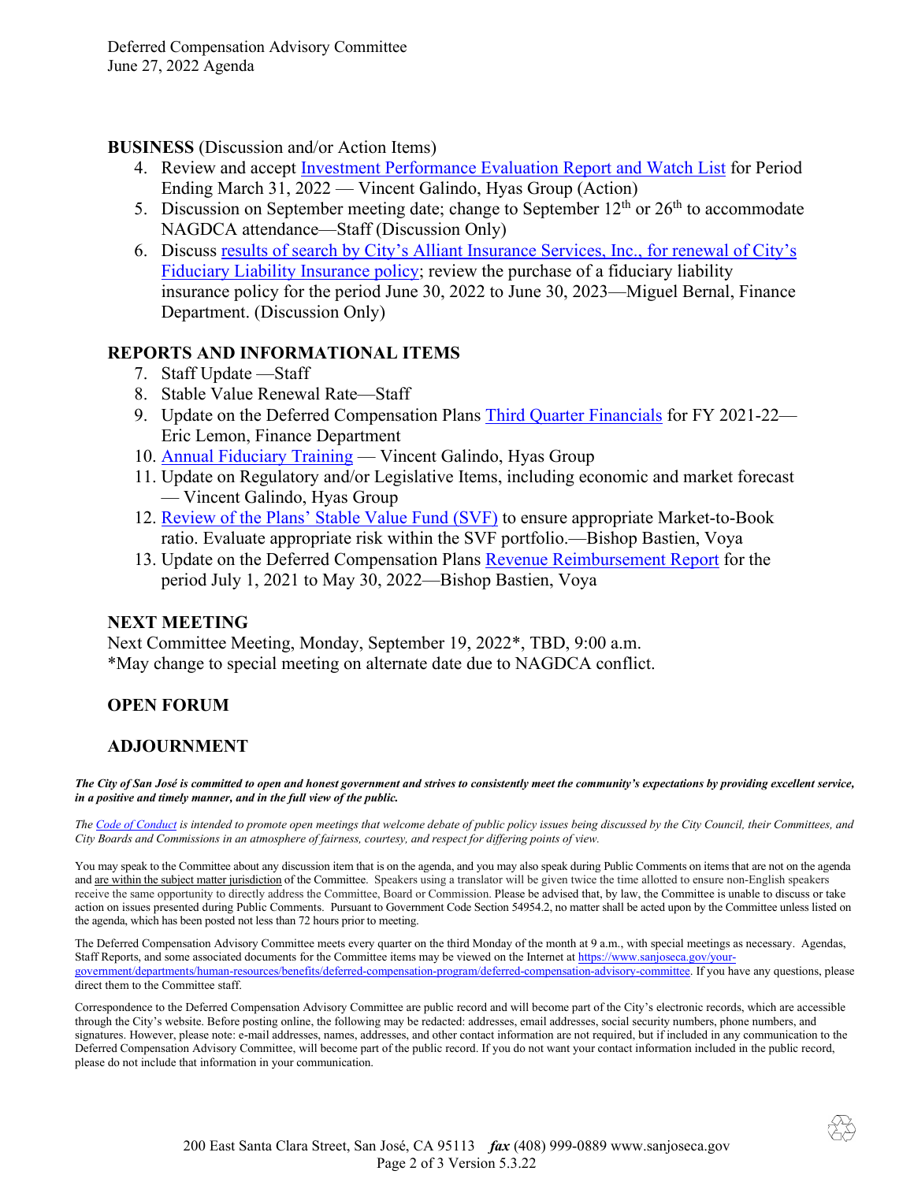**BUSINESS** (Discussion and/or Action Items)

4. Review and accept Investment Performance Evaluation Report and Watch List for Period Ending March 31, 2022 — Vincent Galindo, Hyas Group (Action)
5. Discussion on September meeting date; change to September 12th or 26th to accommodate NAGDCA attendance—Staff (Discussion Only)
6. Discuss results of search by City's Alliant Insurance Services, Inc., for renewal of City's Fiduciary Liability Insurance policy; review the purchase of a fiduciary liability insurance policy for the period June 30, 2022 to June 30, 2023—Miguel Bernal, Finance Department. (Discussion Only)

## REPORTS AND INFORMATIONAL ITEMS

7. Staff Update —Staff
8. Stable Value Renewal Rate—Staff
9. Update on the Deferred Compensation Plans Third Quarter Financials for FY 2021-22—Eric Lemon, Finance Department
10. Annual Fiduciary Training — Vincent Galindo, Hyas Group
11. Update on Regulatory and/or Legislative Items, including economic and market forecast — Vincent Galindo, Hyas Group
12. Review of the Plans' Stable Value Fund (SVF) to ensure appropriate Market-to-Book ratio. Evaluate appropriate risk within the SVF portfolio.—Bishop Bastien, Voya
13. Update on the Deferred Compensation Plans Revenue Reimbursement Report for the period July 1, 2021 to May 30, 2022—Bishop Bastien, Voya

## NEXT MEETING

Next Committee Meeting, Monday, September 19, 2022*, TBD, 9:00 a.m.
*May change to special meeting on alternate date due to NAGDCA conflict.

## OPEN FORUM

## ADJOURNMENT

***The City of San José is committed to open and honest government and strives to consistently meet the community's expectations by providing excellent service, in a positive and timely manner, and in the full view of the public.***

*The Code of Conduct is intended to promote open meetings that welcome debate of public policy issues being discussed by the City Council, their Committees, and City Boards and Commissions in an atmosphere of fairness, courtesy, and respect for differing points of view.*

You may speak to the Committee about any discussion item that is on the agenda, and you may also speak during Public Comments on items that are not on the agenda and are within the subject matter jurisdiction of the Committee. Speakers using a translator will be given twice the time allotted to ensure non-English speakers receive the same opportunity to directly address the Committee, Board or Commission. Please be advised that, by law, the Committee is unable to discuss or take action on issues presented during Public Comments. Pursuant to Government Code Section 54954.2, no matter shall be acted upon by the Committee unless listed on the agenda, which has been posted not less than 72 hours prior to meeting.

The Deferred Compensation Advisory Committee meets every quarter on the third Monday of the month at 9 a.m., with special meetings as necessary. Agendas, Staff Reports, and some associated documents for the Committee items may be viewed on the Internet at https://www.sanjoseca.gov/your-government/departments/human-resources/benefits/deferred-compensation-program/deferred-compensation-advisory-committee. If you have any questions, please direct them to the Committee staff.

Correspondence to the Deferred Compensation Advisory Committee are public record and will become part of the City's electronic records, which are accessible through the City's website. Before posting online, the following may be redacted: addresses, email addresses, social security numbers, phone numbers, and signatures. However, please note: e-mail addresses, names, addresses, and other contact information are not required, but if included in any communication to the Deferred Compensation Advisory Committee, will become part of the public record. If you do not want your contact information included in the public record, please do not include that information in your communication.

200 East Santa Clara Street, San José, CA 95113 *fax* (408) 999-0889 www.sanjoseca.gov
Version 5.3.22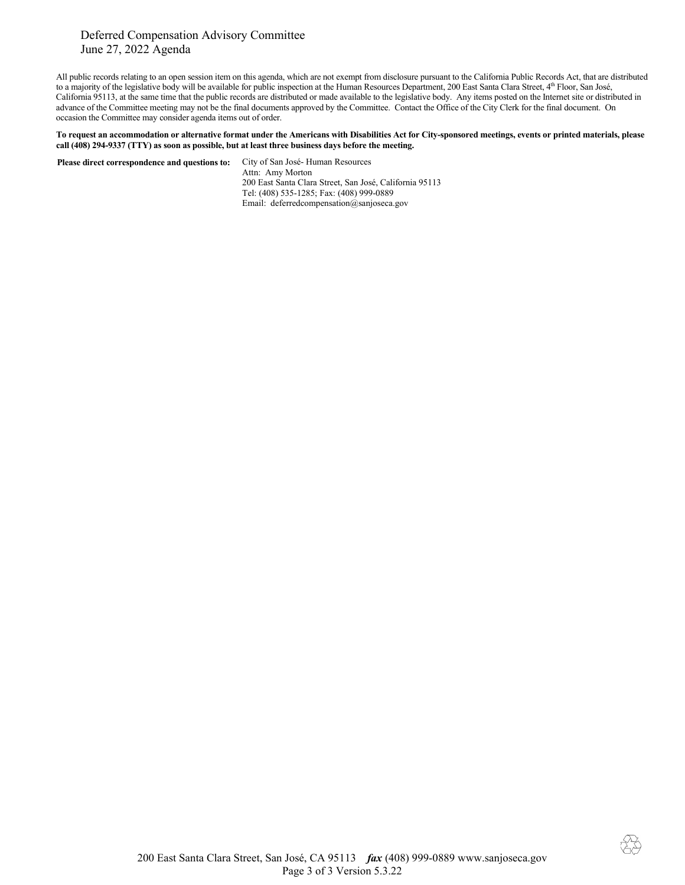All public records relating to an open session item on this agenda, which are not exempt from disclosure pursuant to the California Public Records Act, that are distributed to a majority of the legislative body will be available for public inspection at the Human Resources Department, 200 East Santa Clara Street, 4th Floor, San José, California 95113, at the same time that the public records are distributed or made available to the legislative body. Any items posted on the Internet site or distributed in advance of the Committee meeting may not be the final documents approved by the Committee. Contact the Office of the City Clerk for the final document. On occasion the Committee may consider agenda items out of order.

**To request an accommodation or alternative format under the Americans with Disabilities Act for City-sponsored meetings, events or printed materials, please call (408) 294-9337 (TTY) as soon as possible, but at least three business days before the meeting.**

**Please direct correspondence and questions to:**

City of San José- Human Resources
Attn: Amy Morton
200 East Santa Clara Street, San José, California 95113
Tel: (408) 535-1285; Fax: (408) 999-0889
Email: deferredcompensation@sanjoseca.gov